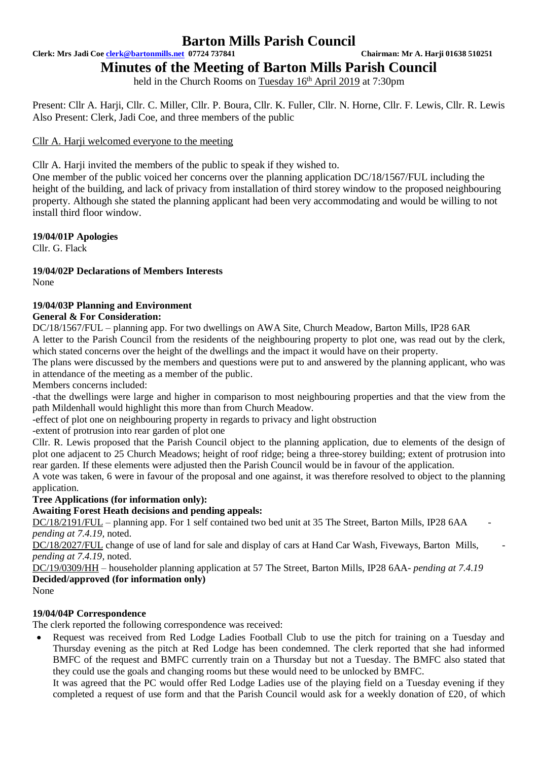# Barton Mills Parish Council

**Clerk: Mrs Jadi Coe clerk@bartonmills.net 07724 737841** **Chairman: Mr A. Harji 01638 510251**

## Minutes of the Meeting of Barton Mills Parish Council

held in the Church Rooms on Tuesday 16th April 2019 at 7:30pm

Present: Cllr A. Harji, Cllr. C. Miller, Cllr. P. Boura, Cllr. K. Fuller, Cllr. N. Horne, Cllr. F. Lewis, Cllr. R. Lewis
Also Present: Clerk, Jadi Coe, and three members of the public

Cllr A. Harji welcomed everyone to the meeting

Cllr A. Harji invited the members of the public to speak if they wished to.
One member of the public voiced her concerns over the planning application DC/18/1567/FUL including the height of the building, and lack of privacy from installation of third storey window to the proposed neighbouring property. Although she stated the planning applicant had been very accommodating and would be willing to not install third floor window.

**19/04/01P Apologies**
Cllr. G. Flack

**19/04/02P Declarations of Members Interests**
None

**19/04/03P Planning and Environment**
**General & For Consideration:**
DC/18/1567/FUL – planning app. For two dwellings on AWA Site, Church Meadow, Barton Mills, IP28 6AR
A letter to the Parish Council from the residents of the neighbouring property to plot one, was read out by the clerk, which stated concerns over the height of the dwellings and the impact it would have on their property.
The plans were discussed by the members and questions were put to and answered by the planning applicant, who was in attendance of the meeting as a member of the public.
Members concerns included:
-that the dwellings were large and higher in comparison to most neighbouring properties and that the view from the path Mildenhall would highlight this more than from Church Meadow.
-effect of plot one on neighbouring property in regards to privacy and light obstruction
-extent of protrusion into rear garden of plot one
Cllr. R. Lewis proposed that the Parish Council object to the planning application, due to elements of the design of plot one adjacent to 25 Church Meadows; height of roof ridge; being a three-storey building; extent of protrusion into rear garden. If these elements were adjusted then the Parish Council would be in favour of the application.
A vote was taken, 6 were in favour of the proposal and one against, it was therefore resolved to object to the planning application.
**Tree Applications (for information only):**
**Awaiting Forest Heath decisions and pending appeals:**
DC/18/2191/FUL – planning app. For 1 self contained two bed unit at 35 The Street, Barton Mills, IP28 6AA - *pending at 7.4.19,* noted.
DC/18/2027/FUL change of use of land for sale and display of cars at Hand Car Wash, Fiveways, Barton Mills, - *pending at 7.4.19,* noted.
DC/19/0309/HH – householder planning application at 57 The Street, Barton Mills, IP28 6AA- *pending at 7.4.19*
**Decided/approved (for information only)**
None

**19/04/04P Correspondence**
The clerk reported the following correspondence was received:

- Request was received from Red Lodge Ladies Football Club to use the pitch for training on a Tuesday and Thursday evening as the pitch at Red Lodge has been condemned. The clerk reported that she had informed BMFC of the request and BMFC currently train on a Thursday but not a Tuesday. The BMFC also stated that they could use the goals and changing rooms but these would need to be unlocked by BMFC.
  It was agreed that the PC would offer Red Lodge Ladies use of the playing field on a Tuesday evening if they completed a request of use form and that the Parish Council would ask for a weekly donation of £20, of which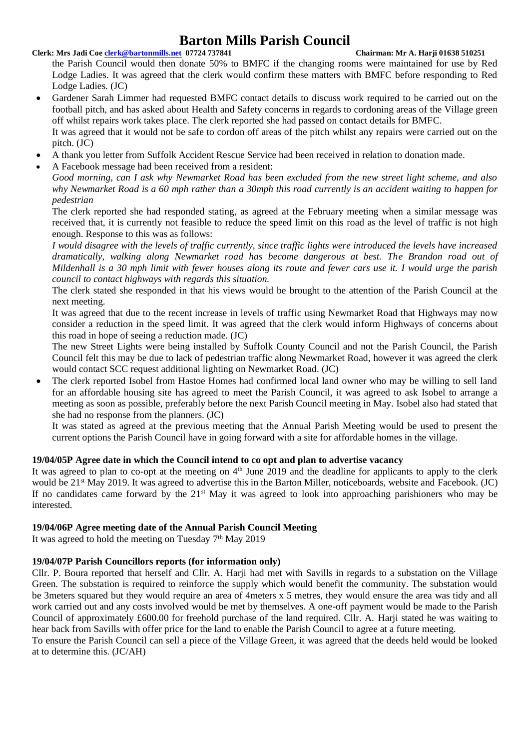the Parish Council would then donate 50% to BMFC if the changing rooms were maintained for use by Red Lodge Ladies. It was agreed that the clerk would confirm these matters with BMFC before responding to Red Lodge Ladies. (JC)

- Gardener Sarah Limmer had requested BMFC contact details to discuss work required to be carried out on the football pitch, and has asked about Health and Safety concerns in regards to cordoning areas of the Village green off whilst repairs work takes place. The clerk reported she had passed on contact details for BMFC.
  It was agreed that it would not be safe to cordon off areas of the pitch whilst any repairs were carried out on the pitch. (JC)
- A thank you letter from Suffolk Accident Rescue Service had been received in relation to donation made.
- A Facebook message had been received from a resident:
  *Good morning, can I ask why Newmarket Road has been excluded from the new street light scheme, and also why Newmarket Road is a 60 mph rather than a 30mph this road currently is an accident waiting to happen for pedestrian*
  The clerk reported she had responded stating, as agreed at the February meeting when a similar message was received that, it is currently not feasible to reduce the speed limit on this road as the level of traffic is not high enough. Response to this was as follows:
  *I would disagree with the levels of traffic currently, since traffic lights were introduced the levels have increased dramatically, walking along Newmarket road has become dangerous at best. The Brandon road out of Mildenhall is a 30 mph limit with fewer houses along its route and fewer cars use it. I would urge the parish council to contact highways with regards this situation.*
  The clerk stated she responded in that his views would be brought to the attention of the Parish Council at the next meeting.
  It was agreed that due to the recent increase in levels of traffic using Newmarket Road that Highways may now consider a reduction in the speed limit. It was agreed that the clerk would inform Highways of concerns about this road in hope of seeing a reduction made. (JC)
  The new Street Lights were being installed by Suffolk County Council and not the Parish Council, the Parish Council felt this may be due to lack of pedestrian traffic along Newmarket Road, however it was agreed the clerk would contact SCC request additional lighting on Newmarket Road. (JC)
- The clerk reported Isobel from Hastoe Homes had confirmed local land owner who may be willing to sell land for an affordable housing site has agreed to meet the Parish Council, it was agreed to ask Isobel to arrange a meeting as soon as possible, preferably before the next Parish Council meeting in May. Isobel also had stated that she had no response from the planners. (JC)
  It was stated as agreed at the previous meeting that the Annual Parish Meeting would be used to present the current options the Parish Council have in going forward with a site for affordable homes in the village.

**19/04/05P Agree date in which the Council intend to co opt and plan to advertise vacancy**

It was agreed to plan to co-opt at the meeting on 4th June 2019 and the deadline for applicants to apply to the clerk would be 21st May 2019. It was agreed to advertise this in the Barton Miller, noticeboards, website and Facebook. (JC)
If no candidates came forward by the 21st May it was agreed to look into approaching parishioners who may be interested.

**19/04/06P Agree meeting date of the Annual Parish Council Meeting**

It was agreed to hold the meeting on Tuesday 7th May 2019

**19/04/07P Parish Councillors reports (for information only)**

Cllr. P. Boura reported that herself and Cllr. A. Harji had met with Savills in regards to a substation on the Village Green. The substation is required to reinforce the supply which would benefit the community. The substation would be 3meters squared but they would require an area of 4meters x 5 metres, they would ensure the area was tidy and all work carried out and any costs involved would be met by themselves. A one-off payment would be made to the Parish Council of approximately £600.00 for freehold purchase of the land required. Cllr. A. Harji stated he was waiting to hear back from Savills with offer price for the land to enable the Parish Council to agree at a future meeting.
To ensure the Parish Council can sell a piece of the Village Green, it was agreed that the deeds held would be looked at to determine this. (JC/AH)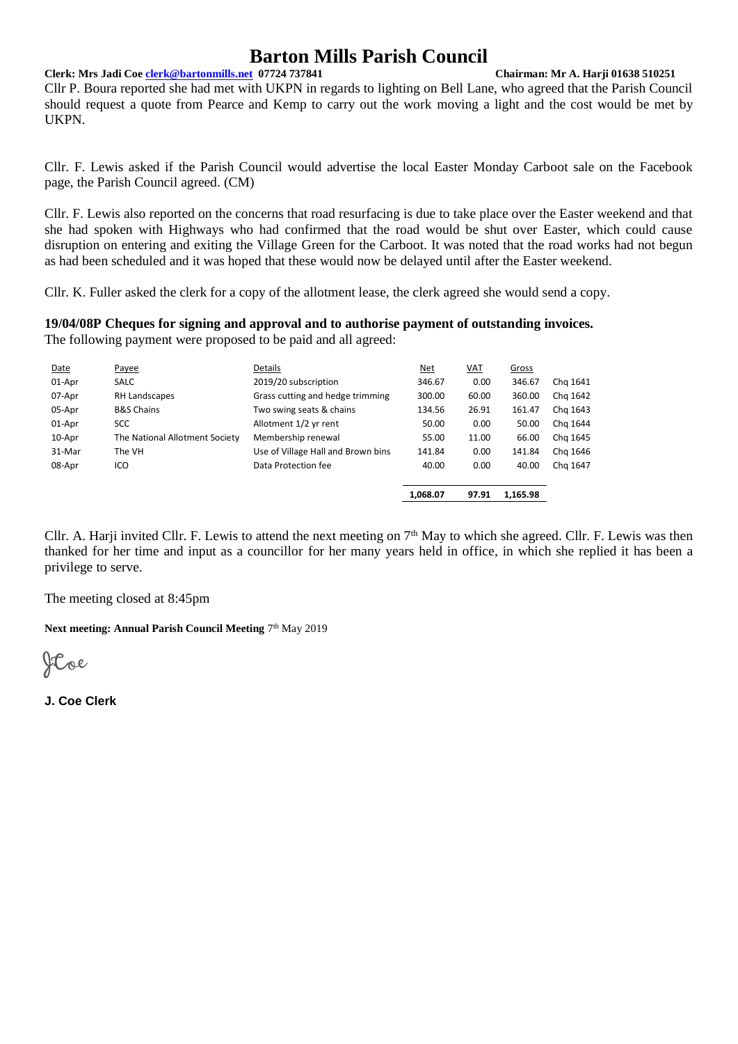# Barton Mills Parish Council

**Clerk: Mrs Jadi Coe clerk@bartonmills.net 07724 737841 Chairman: Mr A. Harji 01638 510251**

Cllr P. Boura reported she had met with UKPN in regards to lighting on Bell Lane, who agreed that the Parish Council should request a quote from Pearce and Kemp to carry out the work moving a light and the cost would be met by UKPN.

Cllr. F. Lewis asked if the Parish Council would advertise the local Easter Monday Carboot sale on the Facebook page, the Parish Council agreed. (CM)

Cllr. F. Lewis also reported on the concerns that road resurfacing is due to take place over the Easter weekend and that she had spoken with Highways who had confirmed that the road would be shut over Easter, which could cause disruption on entering and exiting the Village Green for the Carboot. It was noted that the road works had not begun as had been scheduled and it was hoped that these would now be delayed until after the Easter weekend.

Cllr. K. Fuller asked the clerk for a copy of the allotment lease, the clerk agreed she would send a copy.

**19/04/08P Cheques for signing and approval and to authorise payment of outstanding invoices.**

The following payment were proposed to be paid and all agreed:

| Date | Payee | Details | Net | VAT | Gross | |
|---|---|---|---|---|---|---|
| 01-Apr | SALC | 2019/20 subscription | 346.67 | 0.00 | 346.67 | Chq 1641 |
| 07-Apr | RH Landscapes | Grass cutting and hedge trimming | 300.00 | 60.00 | 360.00 | Chq 1642 |
| 05-Apr | B&S Chains | Two swing seats & chains | 134.56 | 26.91 | 161.47 | Chq 1643 |
| 01-Apr | SCC | Allotment 1/2 yr rent | 50.00 | 0.00 | 50.00 | Chq 1644 |
| 10-Apr | The National Allotment Society | Membership renewal | 55.00 | 11.00 | 66.00 | Chq 1645 |
| 31-Mar | The VH | Use of Village Hall and Brown bins | 141.84 | 0.00 | 141.84 | Chq 1646 |
| 08-Apr | ICO | Data Protection fee | 40.00 | 0.00 | 40.00 | Chq 1647 |
| | | | **1,068.07** | **97.91** | **1,165.98** | |

Cllr. A. Harji invited Cllr. F. Lewis to attend the next meeting on 7th May to which she agreed. Cllr. F. Lewis was then thanked for her time and input as a councillor for her many years held in office, in which she replied it has been a privilege to serve.

The meeting closed at 8:45pm

**Next meeting: Annual Parish Council Meeting** 7th May 2019

JCoe

**J. Coe Clerk**